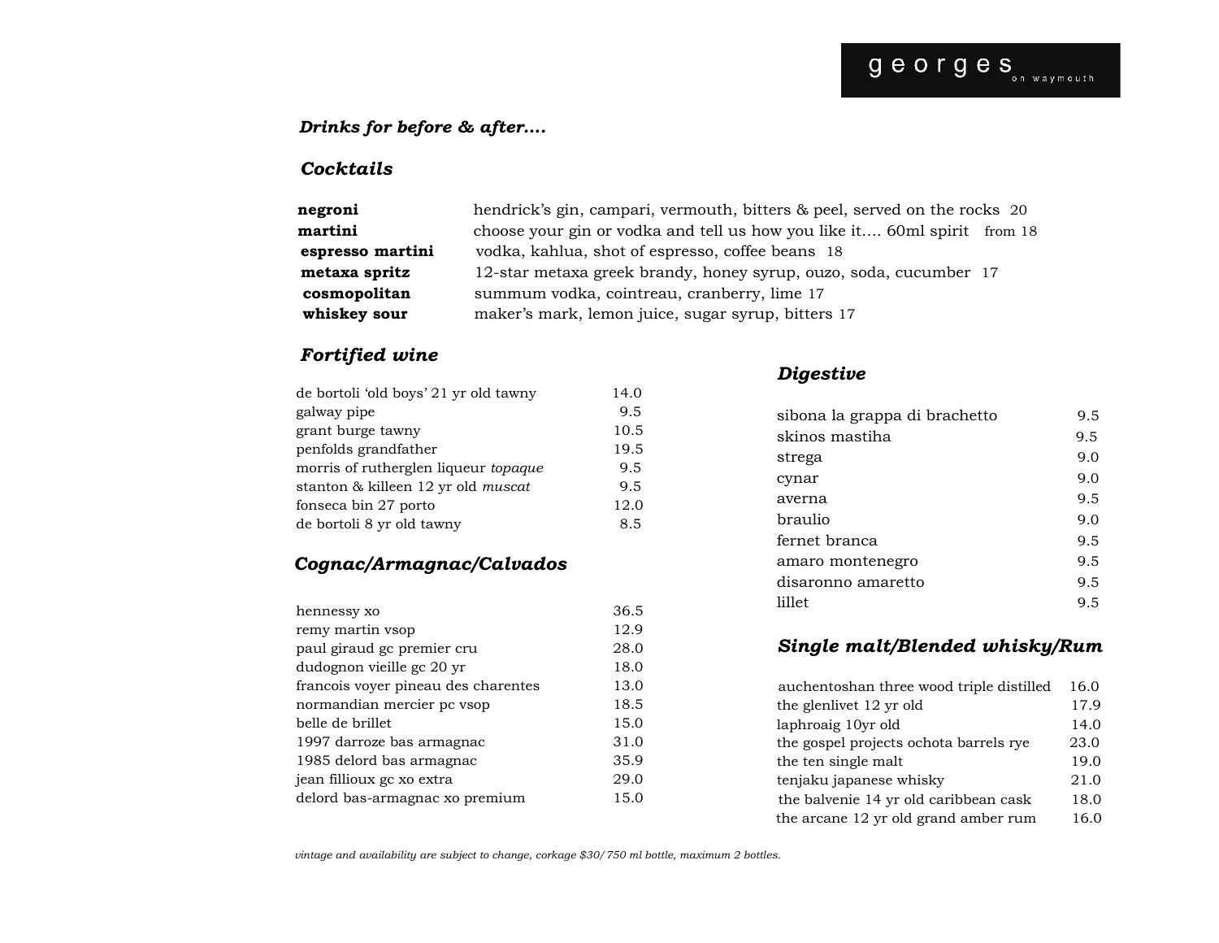georges on waymouth

***Drinks for before & after….***

## *Cocktails*

| | | |
|---|---|---|
| **negroni** | hendrick's gin, campari, vermouth, bitters & peel, served on the rocks | 20 |
| **martini** | choose your gin or vodka and tell us how you like it…. 60ml spirit | from 18 |
| **espresso martini** | vodka, kahlua, shot of espresso, coffee beans | 18 |
| **metaxa spritz** | 12-star metaxa greek brandy, honey syrup, ouzo, soda, cucumber | 17 |
| **cosmopolitan** | summum vodka, cointreau, cranberry, lime | 17 |
| **whiskey sour** | maker's mark, lemon juice, sugar syrup, bitters | 17 |

## *Fortified wine*

| | |
|---|---|
| de bortoli 'old boys' 21 yr old tawny | 14.0 |
| galway pipe | 9.5 |
| grant burge tawny | 10.5 |
| penfolds grandfather | 19.5 |
| morris of rutherglen liqueur *topaque* | 9.5 |
| stanton & killeen 12 yr old *muscat* | 9.5 |
| fonseca bin 27 porto | 12.0 |
| de bortoli 8 yr old tawny | 8.5 |

## *Cognac/Armagnac/Calvados*

| | |
|---|---|
| hennessy xo | 36.5 |
| remy martin vsop | 12.9 |
| paul giraud gc premier cru | 28.0 |
| dudognon vieille gc 20 yr | 18.0 |
| francois voyer pineau des charentes | 13.0 |
| normandian mercier pc vsop | 18.5 |
| belle de brillet | 15.0 |
| 1997 darroze bas armagnac | 31.0 |
| 1985 delord bas armagnac | 35.9 |
| jean fillioux gc xo extra | 29.0 |
| delord bas-armagnac xo premium | 15.0 |

## *Digestive*

| | |
|---|---|
| sibona la grappa di brachetto | 9.5 |
| skinos mastiha | 9.5 |
| strega | 9.0 |
| cynar | 9.0 |
| averna | 9.5 |
| braulio | 9.0 |
| fernet branca | 9.5 |
| amaro montenegro | 9.5 |
| disaronno amaretto | 9.5 |
| lillet | 9.5 |

## *Single malt/Blended whisky/Rum*

| | |
|---|---|
| auchentoshan three wood triple distilled | 16.0 |
| the glenlivet 12 yr old | 17.9 |
| laphroaig 10yr old | 14.0 |
| the gospel projects ochota barrels rye | 23.0 |
| the ten single malt | 19.0 |
| tenjaku japanese whisky | 21.0 |
| the balvenie 14 yr old caribbean cask | 18.0 |
| the arcane 12 yr old grand amber rum | 16.0 |

*vintage and availability are subject to change, corkage $30/ 750 ml bottle, maximum 2 bottles.*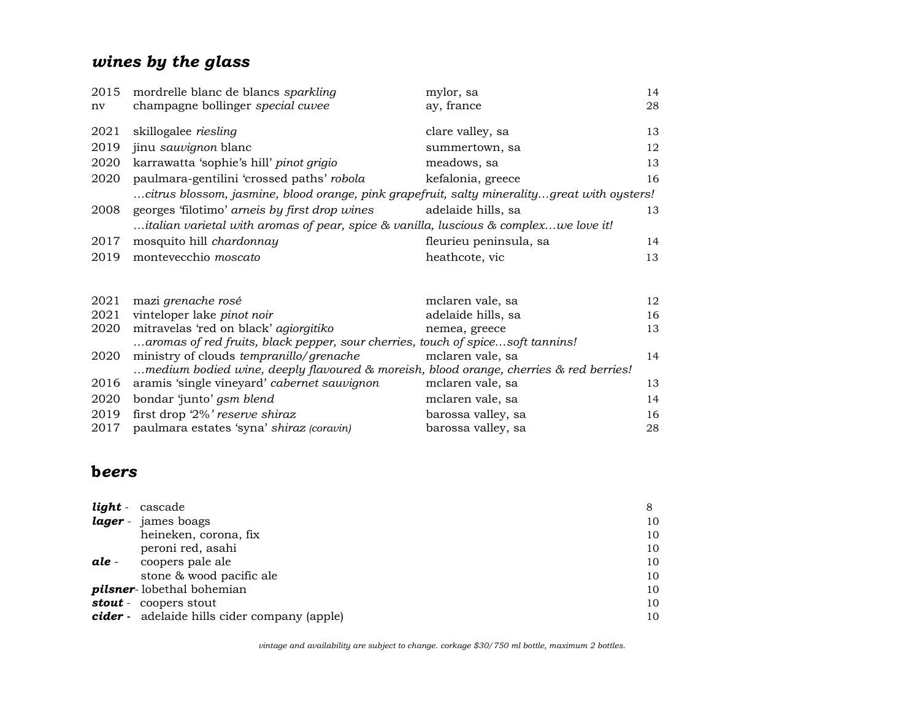## *wines by the glass*

| | | | |
|---|---|---|---|
| 2015 | mordrelle blanc de blancs *sparkling* | mylor, sa | 14 |
| nv | champagne bollinger *special cuvee* | ay, france | 28 |
| 2021 | skillogalee *riesling* | clare valley, sa | 13 |
| 2019 | jinu *sauvignon* blanc | summertown, sa | 12 |
| 2020 | karrawatta 'sophie's hill' *pinot grigio* | meadows, sa | 13 |
| 2020 | paulmara-gentilini 'crossed paths' *robola* | kefalonia, greece | 16 |
| | *…citrus blossom, jasmine, blood orange, pink grapefruit, salty minerality…great with oysters!* | | |
| 2008 | georges 'filotimo' *arneis by first drop wines* | adelaide hills, sa | 13 |
| | *…italian varietal with aromas of pear, spice & vanilla, luscious & complex…we love it!* | | |
| 2017 | mosquito hill *chardonnay* | fleurieu peninsula, sa | 14 |
| 2019 | montevecchio *moscato* | heathcote, vic | 13 |
| 2021 | mazi *grenache rosé* | mclaren vale, sa | 12 |
| 2021 | vinteloper lake *pinot noir* | adelaide hills, sa | 16 |
| 2020 | mitravelas 'red on black' *agiorgitiko* | nemea, greece | 13 |
| | *…aromas of red fruits, black pepper, sour cherries, touch of spice…soft tannins!* | | |
| 2020 | ministry of clouds *tempranillo/grenache* | mclaren vale, sa | 14 |
| | *…medium bodied wine, deeply flavoured & moreish, blood orange, cherries & red berries!* | | |
| 2016 | aramis 'single vineyard' *cabernet sauvignon* | mclaren vale, sa | 13 |
| 2020 | bondar 'junto' *gsm blend* | mclaren vale, sa | 14 |
| 2019 | first drop '2%' *reserve shiraz* | barossa valley, sa | 16 |
| 2017 | paulmara estates 'syna' *shiraz (coravin)* | barossa valley, sa | 28 |

## *beers*

| | | |
|---|---|---|
| ***light*** - | cascade | 8 |
| ***lager*** - | james boags | 10 |
| | heineken, corona, fix | 10 |
| | peroni red, asahi | 10 |
| ***ale*** - | coopers pale ale | 10 |
| | stone & wood pacific ale | 10 |
| ***pilsner*** - | lobethal bohemian | 10 |
| ***stout*** - | coopers stout | 10 |
| ***cider*** - | adelaide hills cider company (apple) | 10 |

*vintage and availability are subject to change. corkage $30/750 ml bottle, maximum 2 bottles.*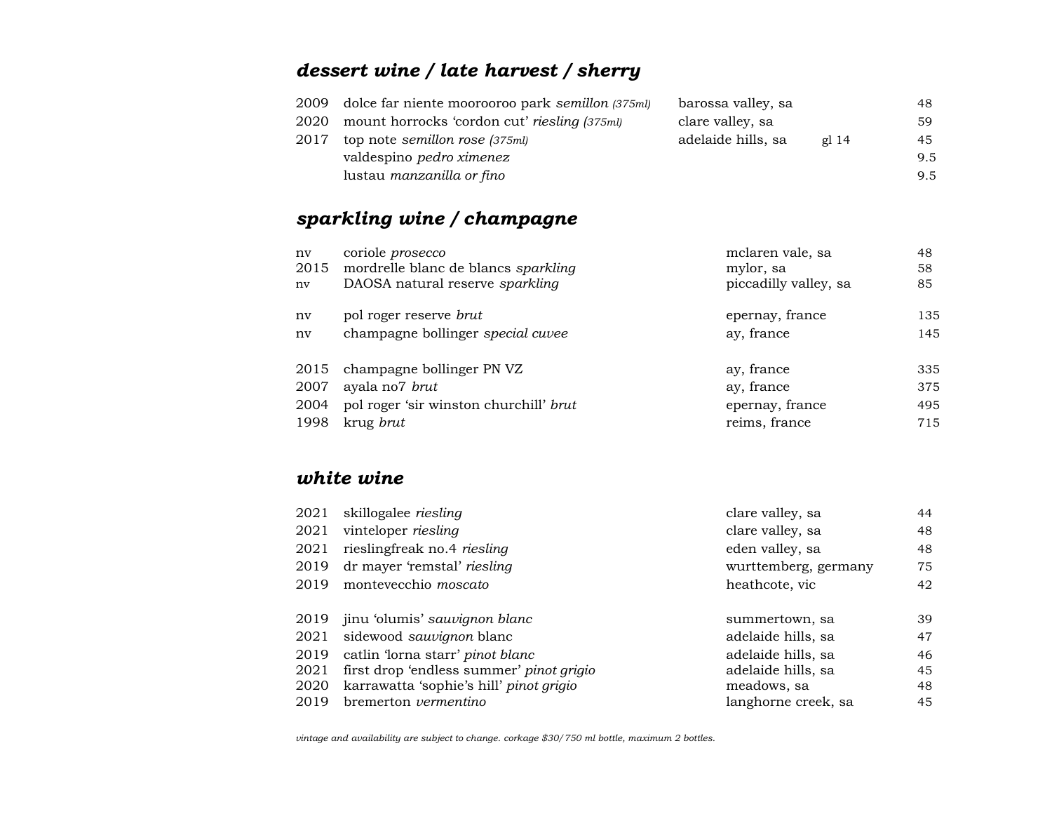## *dessert wine / late harvest / sherry*

| | | | | |
|---|---|---|---|---|
| 2009 | dolce far niente moorooroo park *semillon (375ml)* | barossa valley, sa | | 48 |
| 2020 | mount horrocks ‘cordon cut’ *riesling (375ml)* | clare valley, sa | | 59 |
| 2017 | top note *semillon rose (375ml)* | adelaide hills, sa | gl 14 | 45 |
| | valdespino *pedro ximenez* | | | 9.5 |
| | lustau *manzanilla or fino* | | | 9.5 |

## *sparkling wine / champagne*

| | | | |
|---|---|---|---|
| nv | coriole *prosecco* | mclaren vale, sa | 48 |
| 2015 | mordrelle blanc de blancs *sparkling* | mylor, sa | 58 |
| nv | DAOSA natural reserve *sparkling* | piccadilly valley, sa | 85 |
| nv | pol roger reserve *brut* | epernay, france | 135 |
| nv | champagne bollinger *special cuvee* | ay, france | 145 |
| 2015 | champagne bollinger PN VZ | ay, france | 335 |
| 2007 | ayala no7 *brut* | ay, france | 375 |
| 2004 | pol roger ‘sir winston churchill’ *brut* | epernay, france | 495 |
| 1998 | krug *brut* | reims, france | 715 |

## *white wine*

| | | | |
|---|---|---|---|
| 2021 | skillogalee *riesling* | clare valley, sa | 44 |
| 2021 | vinteloper *riesling* | clare valley, sa | 48 |
| 2021 | rieslingfreak no.4 *riesling* | eden valley, sa | 48 |
| 2019 | dr mayer ‘remstal’ *riesling* | wurttemberg, germany | 75 |
| 2019 | montevecchio *moscato* | heathcote, vic | 42 |
| 2019 | jinu ‘olumis’ *sauvignon blanc* | summertown, sa | 39 |
| 2021 | sidewood *sauvignon* blanc | adelaide hills, sa | 47 |
| 2019 | catlin ‘lorna starr’ *pinot blanc* | adelaide hills, sa | 46 |
| 2021 | first drop ‘endless summer’ *pinot grigio* | adelaide hills, sa | 45 |
| 2020 | karrawatta ‘sophie’s hill’ *pinot grigio* | meadows, sa | 48 |
| 2019 | bremerton *vermentino* | langhorne creek, sa | 45 |

*vintage and availability are subject to change. corkage $30/ 750 ml bottle, maximum 2 bottles.*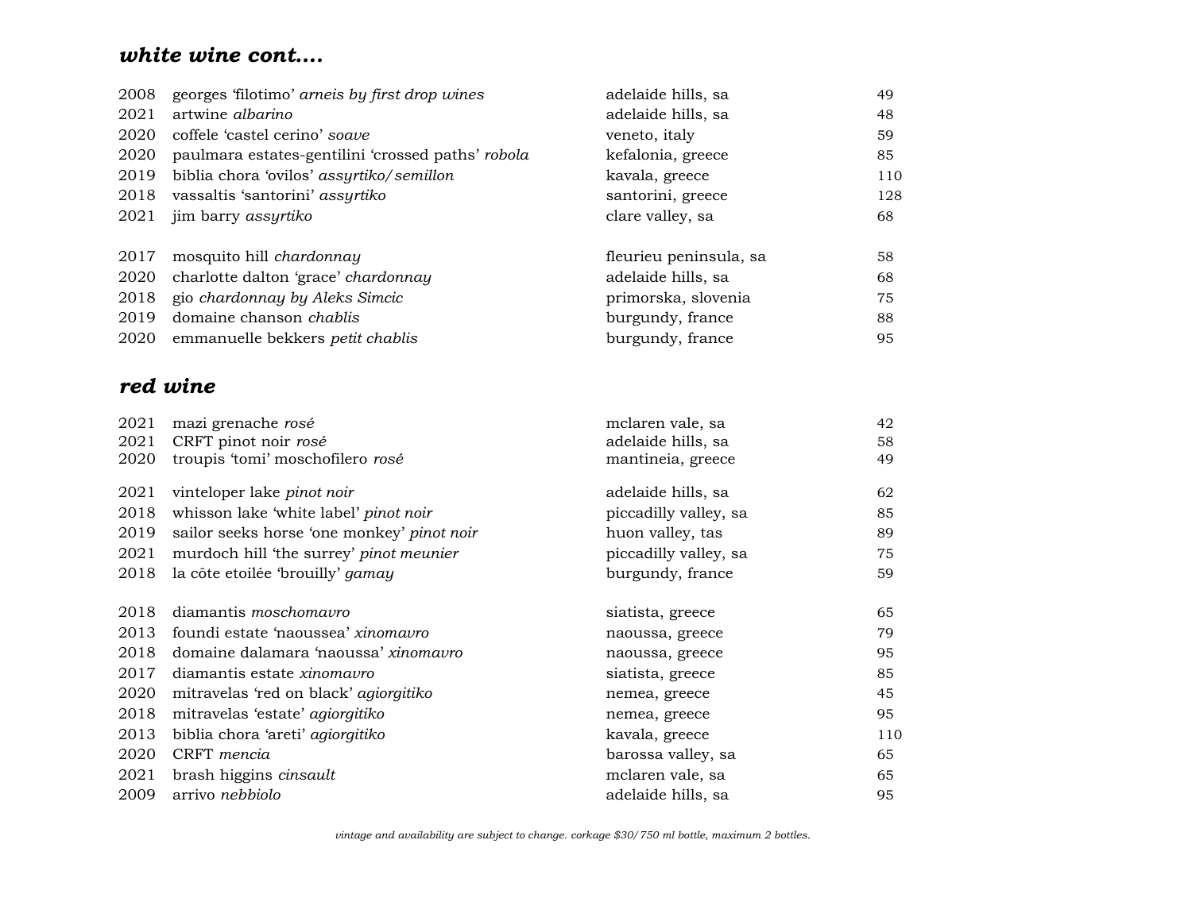## *white wine cont....*

| | | | |
|---|---|---|---|
| 2008 | georges 'filotimo' *arneis by first drop wines* | adelaide hills, sa | 49 |
| 2021 | artwine *albarino* | adelaide hills, sa | 48 |
| 2020 | coffele 'castel cerino' *soave* | veneto, italy | 59 |
| 2020 | paulmara estates-gentilini 'crossed paths' *robola* | kefalonia, greece | 85 |
| 2019 | biblia chora 'ovilos' *assyrtiko/semillon* | kavala, greece | 110 |
| 2018 | vassaltis 'santorini' *assyrtiko* | santorini, greece | 128 |
| 2021 | jim barry *assyrtiko* | clare valley, sa | 68 |
| 2017 | mosquito hill *chardonnay* | fleurieu peninsula, sa | 58 |
| 2020 | charlotte dalton 'grace' *chardonnay* | adelaide hills, sa | 68 |
| 2018 | gio *chardonnay by Aleks Simcic* | primorska, slovenia | 75 |
| 2019 | domaine chanson *chablis* | burgundy, france | 88 |
| 2020 | emmanuelle bekkers *petit chablis* | burgundy, france | 95 |

## *red wine*

| | | | |
|---|---|---|---|
| 2021 | mazi grenache *rosé* | mclaren vale, sa | 42 |
| 2021 | CRFT pinot noir *rosé* | adelaide hills, sa | 58 |
| 2020 | troupis 'tomi' moschofilero *rosé* | mantineia, greece | 49 |
| 2021 | vinteloper lake *pinot noir* | adelaide hills, sa | 62 |
| 2018 | whisson lake 'white label' *pinot noir* | piccadilly valley, sa | 85 |
| 2019 | sailor seeks horse 'one monkey' *pinot noir* | huon valley, tas | 89 |
| 2021 | murdoch hill 'the surrey' *pinot meunier* | piccadilly valley, sa | 75 |
| 2018 | la côte etoilée 'brouilly' *gamay* | burgundy, france | 59 |
| 2018 | diamantis *moschomavro* | siatista, greece | 65 |
| 2013 | foundi estate 'naoussea' *xinomavro* | naoussa, greece | 79 |
| 2018 | domaine dalamara 'naoussa' *xinomavro* | naoussa, greece | 95 |
| 2017 | diamantis estate *xinomavro* | siatista, greece | 85 |
| 2020 | mitravelas 'red on black' *agiorgitiko* | nemea, greece | 45 |
| 2018 | mitravelas 'estate' *agiorgitiko* | nemea, greece | 95 |
| 2013 | biblia chora 'areti' *agiorgitiko* | kavala, greece | 110 |
| 2020 | CRFT *mencia* | barossa valley, sa | 65 |
| 2021 | brash higgins *cinsault* | mclaren vale, sa | 65 |
| 2009 | arrivo *nebbiolo* | adelaide hills, sa | 95 |

*vintage and availability are subject to change. corkage $30/750 ml bottle, maximum 2 bottles.*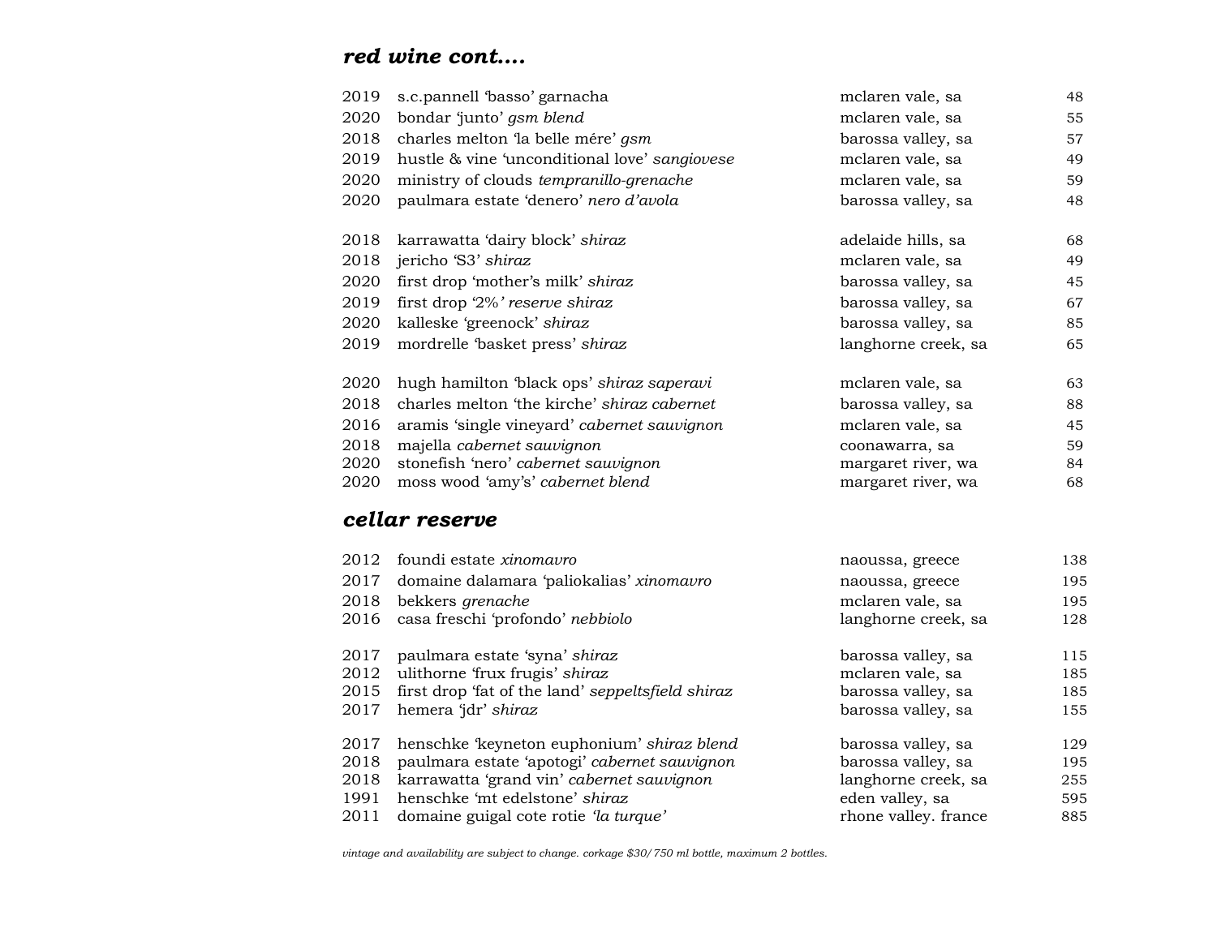## *red wine cont....*

| | | | |
|---|---|---|---|
| 2019 | s.c.pannell ‘basso’ garnacha | mclaren vale, sa | 48 |
| 2020 | bondar ‘junto’ *gsm blend* | mclaren vale, sa | 55 |
| 2018 | charles melton ‘la belle mére’ *gsm* | barossa valley, sa | 57 |
| 2019 | hustle & vine ‘unconditional love’ *sangiovese* | mclaren vale, sa | 49 |
| 2020 | ministry of clouds *tempranillo-grenache* | mclaren vale, sa | 59 |
| 2020 | paulmara estate ‘denero’ *nero d’avola* | barossa valley, sa | 48 |
| 2018 | karrawatta ‘dairy block’ *shiraz* | adelaide hills, sa | 68 |
| 2018 | jericho ‘S3’ *shiraz* | mclaren vale, sa | 49 |
| 2020 | first drop ‘mother’s milk’ *shiraz* | barossa valley, sa | 45 |
| 2019 | first drop ‘2%’ *reserve shiraz* | barossa valley, sa | 67 |
| 2020 | kalleske ‘greenock’ *shiraz* | barossa valley, sa | 85 |
| 2019 | mordrelle ‘basket press’ *shiraz* | langhorne creek, sa | 65 |
| 2020 | hugh hamilton ‘black ops’ *shiraz saperavi* | mclaren vale, sa | 63 |
| 2018 | charles melton ‘the kirche’ *shiraz cabernet* | barossa valley, sa | 88 |
| 2016 | aramis ‘single vineyard’ *cabernet sauvignon* | mclaren vale, sa | 45 |
| 2018 | majella *cabernet sauvignon* | coonawarra, sa | 59 |
| 2020 | stonefish ‘nero’ *cabernet sauvignon* | margaret river, wa | 84 |
| 2020 | moss wood ‘amy’s’ *cabernet blend* | margaret river, wa | 68 |

## *cellar reserve*

| | | | |
|---|---|---|---|
| 2012 | foundi estate *xinomavro* | naoussa, greece | 138 |
| 2017 | domaine dalamara ‘paliokalias’ *xinomavro* | naoussa, greece | 195 |
| 2018 | bekkers *grenache* | mclaren vale, sa | 195 |
| 2016 | casa freschi ‘profondo’ *nebbiolo* | langhorne creek, sa | 128 |
| 2017 | paulmara estate ‘syna’ *shiraz* | barossa valley, sa | 115 |
| 2012 | ulithorne ‘frux frugis’ *shiraz* | mclaren vale, sa | 185 |
| 2015 | first drop ‘fat of the land’ *seppeltsfield shiraz* | barossa valley, sa | 185 |
| 2017 | hemera ‘jdr’ *shiraz* | barossa valley, sa | 155 |
| 2017 | henschke ‘keyneton euphonium’ *shiraz blend* | barossa valley, sa | 129 |
| 2018 | paulmara estate ‘apotogi’ *cabernet sauvignon* | barossa valley, sa | 195 |
| 2018 | karrawatta ‘grand vin’ *cabernet sauvignon* | langhorne creek, sa | 255 |
| 1991 | henschke ‘mt edelstone’ *shiraz* | eden valley, sa | 595 |
| 2011 | domaine guigal cote rotie *‘la turque’* | rhone valley. france | 885 |

*vintage and availability are subject to change. corkage $30/ 750 ml bottle, maximum 2 bottles.*